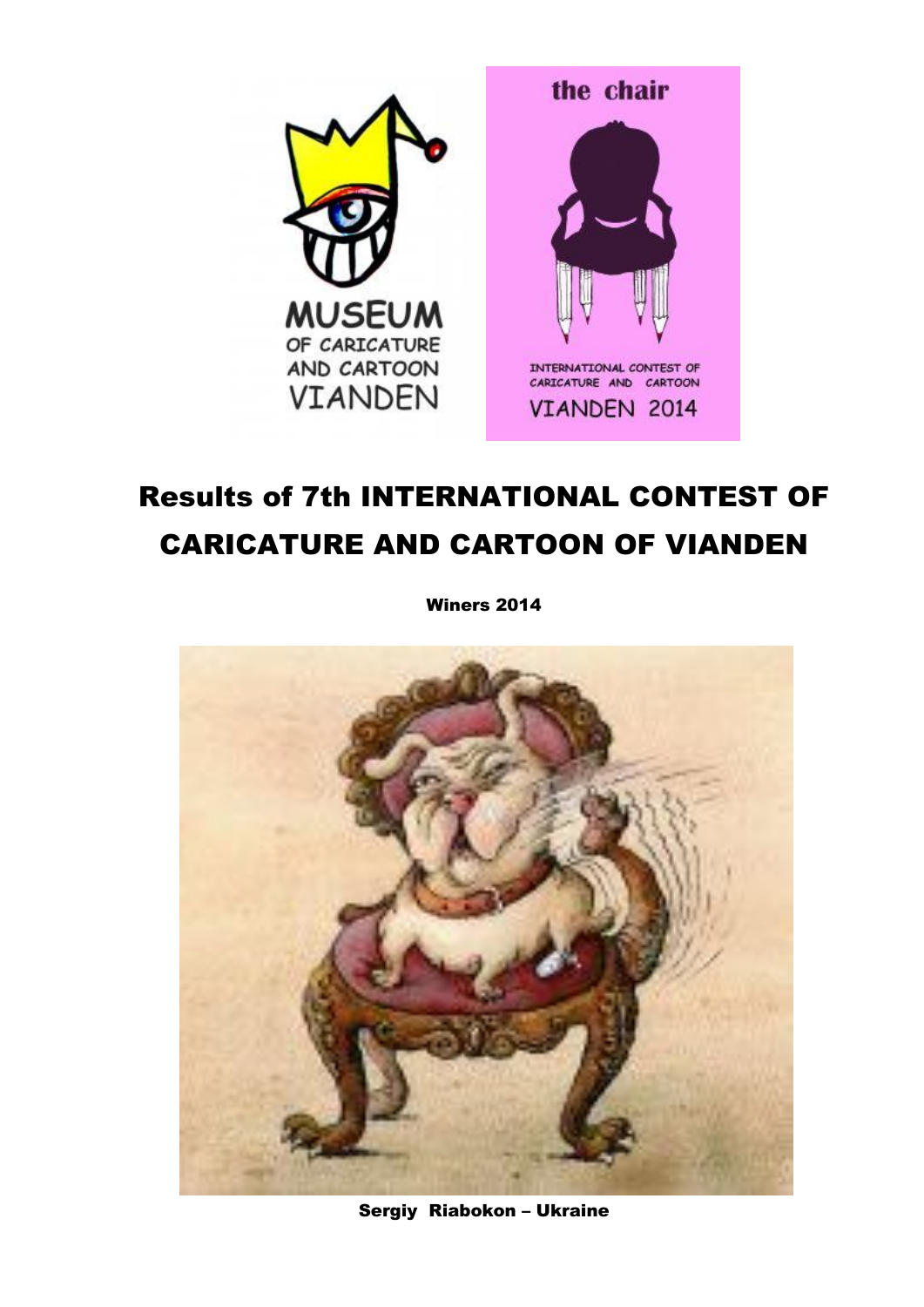# Results of 7th INTERNATIONAL CONTEST OF CARICATURE AND CARTOON OF VIANDEN

**Winers 2014**

**Sergiy Riabokon – Ukraine**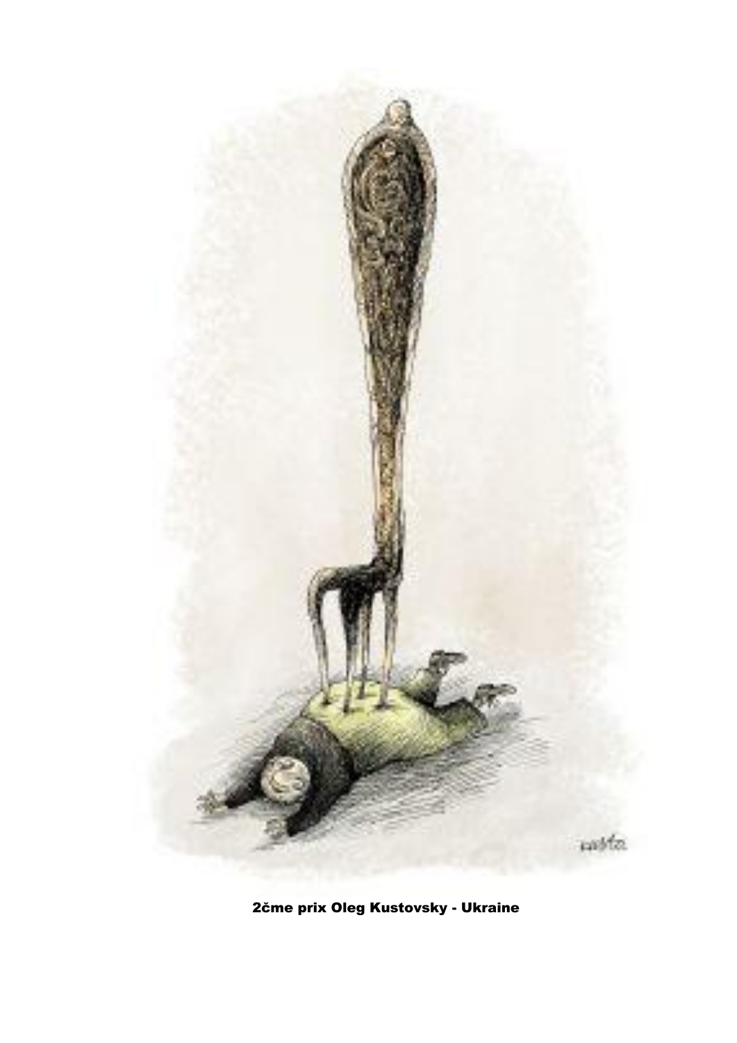2čme prix Oleg Kustovsky - Ukraine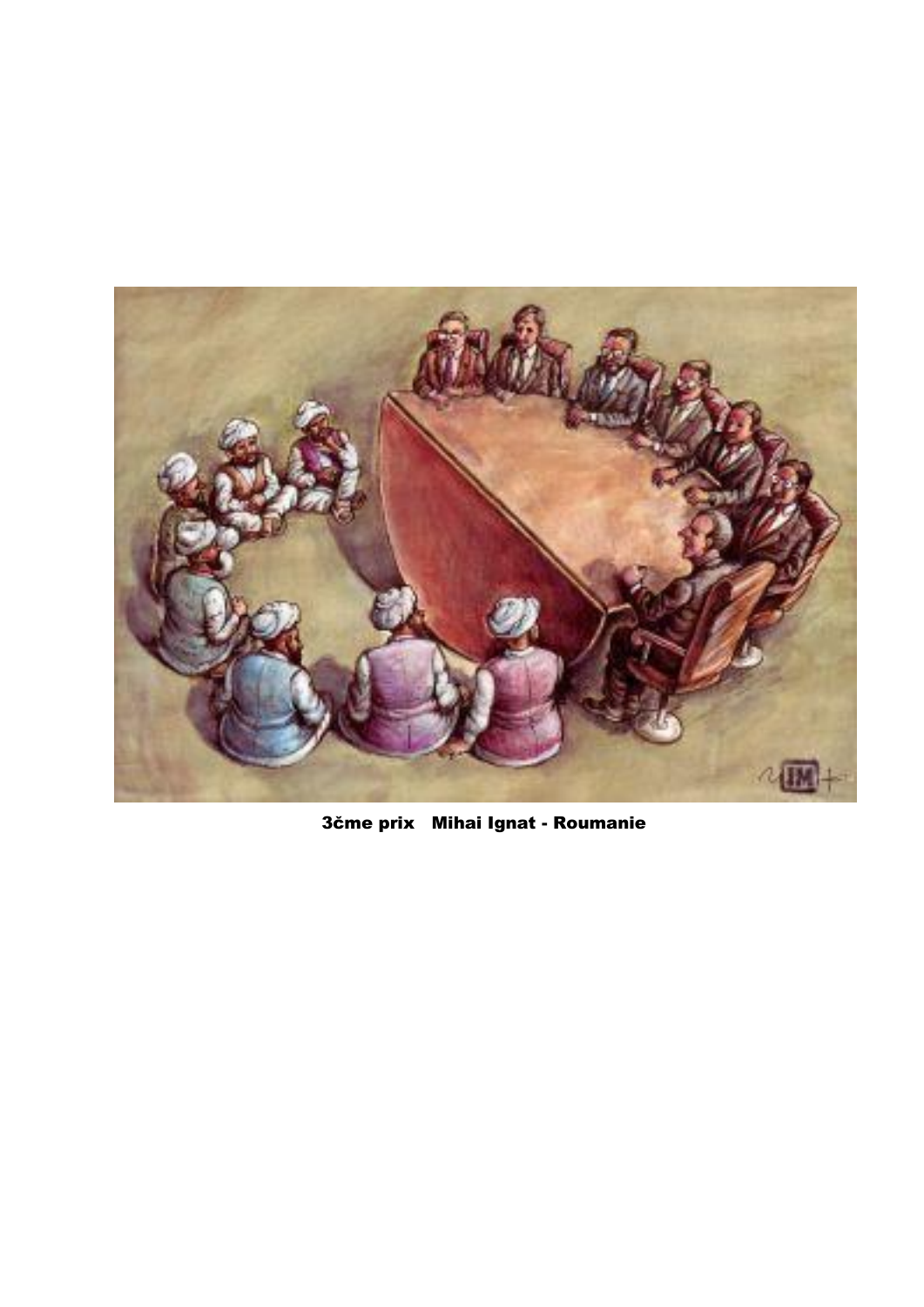**3čme prix Mihai Ignat - Roumanie**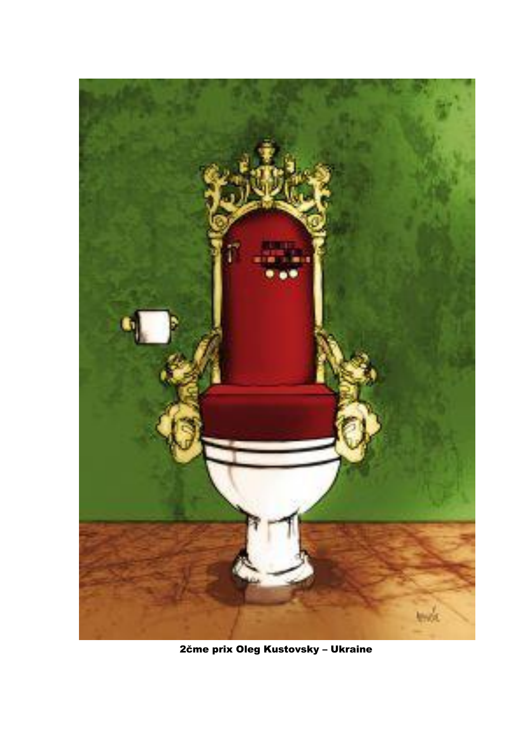**2ème prix Oleg Kustovsky – Ukraine**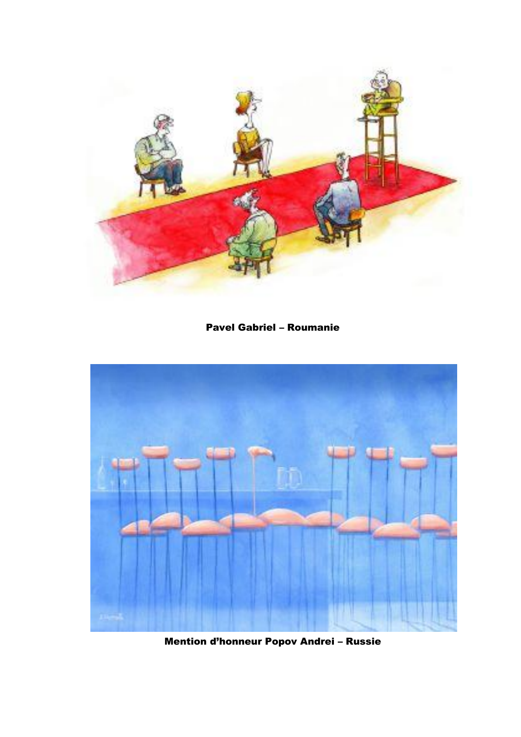**Pavel Gabriel – Roumanie**

**Mention d'honneur Popov Andrei – Russie**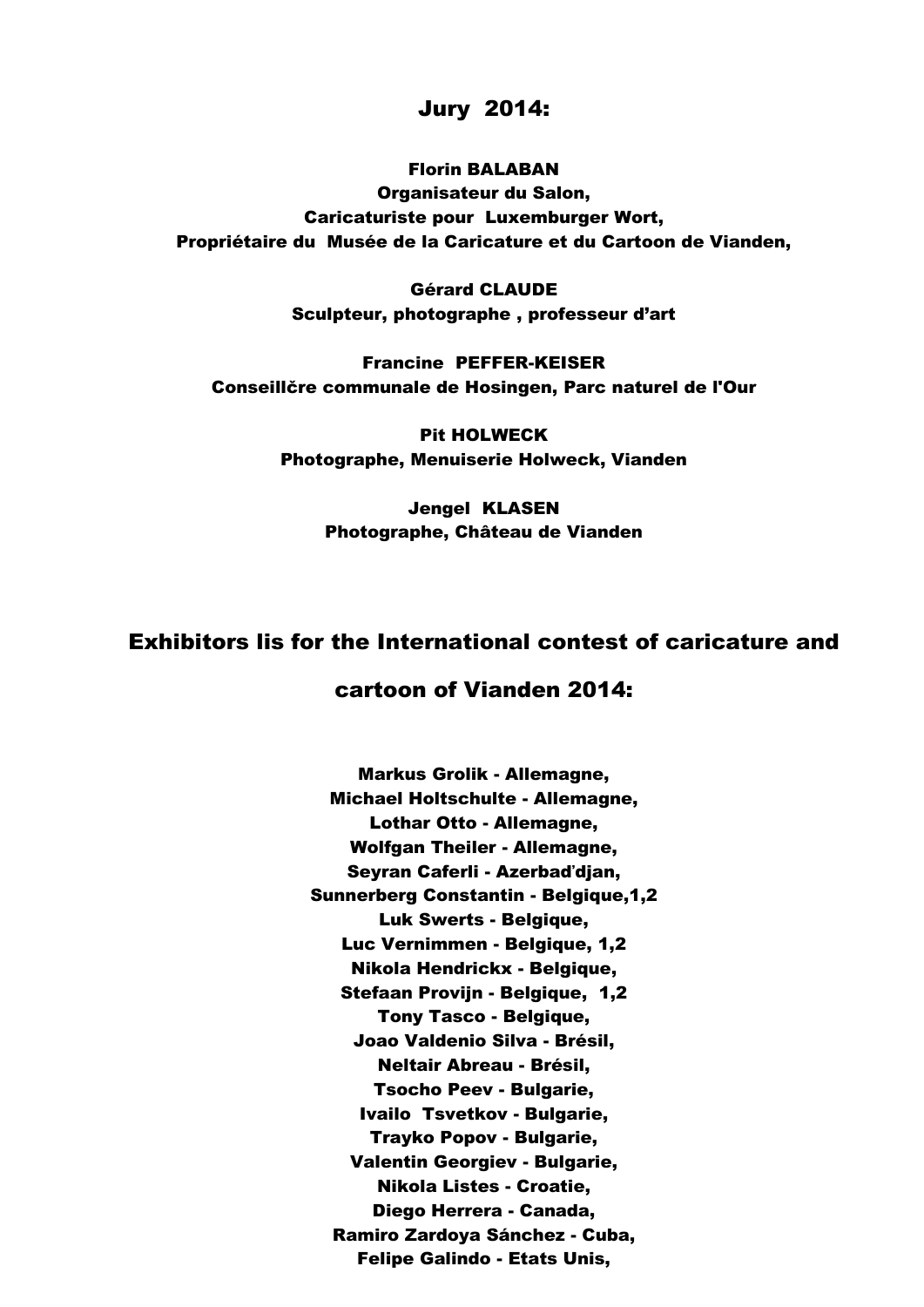## Jury 2014:

**Florin BALABAN**
**Organisateur du Salon,**
**Caricaturiste pour Luxemburger Wort,**
**Propriétaire du Musée de la Caricature et du Cartoon de Vianden,**

**Gérard CLAUDE**
**Sculpteur, photographe , professeur d'art**

**Francine PEFFER-KEISER**
**Conseillčre communale de Hosingen, Parc naturel de l'Our**

**Pit HOLWECK**
**Photographe, Menuiserie Holweck, Vianden**

**Jengel KLASEN**
**Photographe, Château de Vianden**

## Exhibitors lis for the International contest of caricature and cartoon of Vianden 2014:

**Markus Grolik - Allemagne,**
**Michael Holtschulte - Allemagne,**
**Lothar Otto - Allemagne,**
**Wolfgan Theiler - Allemagne,**
**Seyran Caferli - Azerbaďdjan,**
**Sunnerberg Constantin - Belgique,1,2**
**Luk Swerts - Belgique,**
**Luc Vernimmen - Belgique, 1,2**
**Nikola Hendrickx - Belgique,**
**Stefaan Provijn - Belgique, 1,2**
**Tony Tasco - Belgique,**
**Joao Valdenio Silva - Brésil,**
**Neltair Abreau - Brésil,**
**Tsocho Peev - Bulgarie,**
**Ivailo Tsvetkov - Bulgarie,**
**Trayko Popov - Bulgarie,**
**Valentin Georgiev - Bulgarie,**
**Nikola Listes - Croatie,**
**Diego Herrera - Canada,**
**Ramiro Zardoya Sánchez - Cuba,**
**Felipe Galindo - Etats Unis,**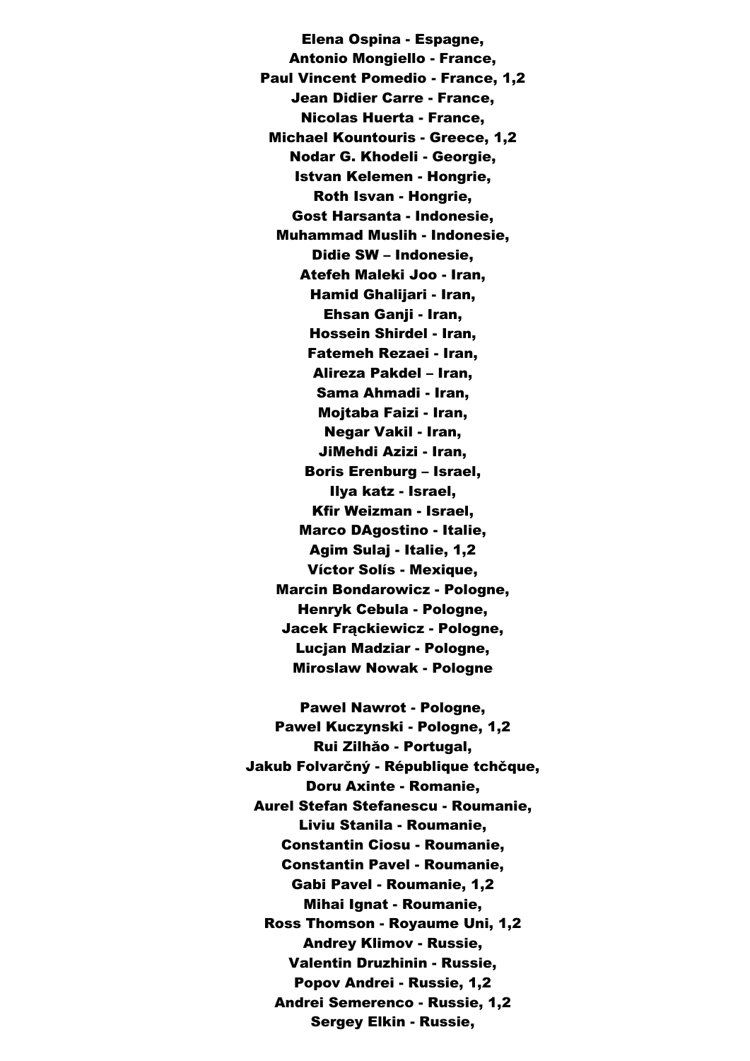**Elena Ospina - Espagne,**
**Antonio Mongiello - France,**
**Paul Vincent Pomedio - France, 1,2**
**Jean Didier Carre - France,**
**Nicolas Huerta - France,**
**Michael Kountouris - Greece, 1,2**
**Nodar G. Khodeli - Georgie,**
**Istvan Kelemen - Hongrie,**
**Roth Isvan - Hongrie,**
**Gost Harsanta - Indonesie,**
**Muhammad Muslih - Indonesie,**
**Didie SW – Indonesie,**
**Atefeh Maleki Joo - Iran,**
**Hamid Ghalijari - Iran,**
**Ehsan Ganji - Iran,**
**Hossein Shirdel - Iran,**
**Fatemeh Rezaei - Iran,**
**Alireza Pakdel – Iran,**
**Sama Ahmadi - Iran,**
**Mojtaba Faizi - Iran,**
**Negar Vakil - Iran,**
**JiMehdi Azizi - Iran,**
**Boris Erenburg – Israel,**
**Ilya katz - Israel,**
**Kfir Weizman - Israel,**
**Marco DAgostino - Italie,**
**Agim Sulaj - Italie, 1,2**
**Víctor Solís - Mexique,**
**Marcin Bondarowicz - Pologne,**
**Henryk Cebula - Pologne,**
**Jacek Frąckiewicz - Pologne,**
**Lucjan Madziar - Pologne,**
**Miroslaw Nowak - Pologne**

**Pawel Nawrot - Pologne,**
**Pawel Kuczynski - Pologne, 1,2**
**Rui Zilhǎo - Portugal,**
**Jakub Folvarčný - République tchčque,**
**Doru Axinte - Romanie,**
**Aurel Stefan Stefanescu - Roumanie,**
**Liviu Stanila - Roumanie,**
**Constantin Ciosu - Roumanie,**
**Constantin Pavel - Roumanie,**
**Gabi Pavel - Roumanie, 1,2**
**Mihai Ignat - Roumanie,**
**Ross Thomson - Royaume Uni, 1,2**
**Andrey Klimov - Russie,**
**Valentin Druzhinin - Russie,**
**Popov Andrei - Russie, 1,2**
**Andrei Semerenco - Russie, 1,2**
**Sergey Elkin - Russie,**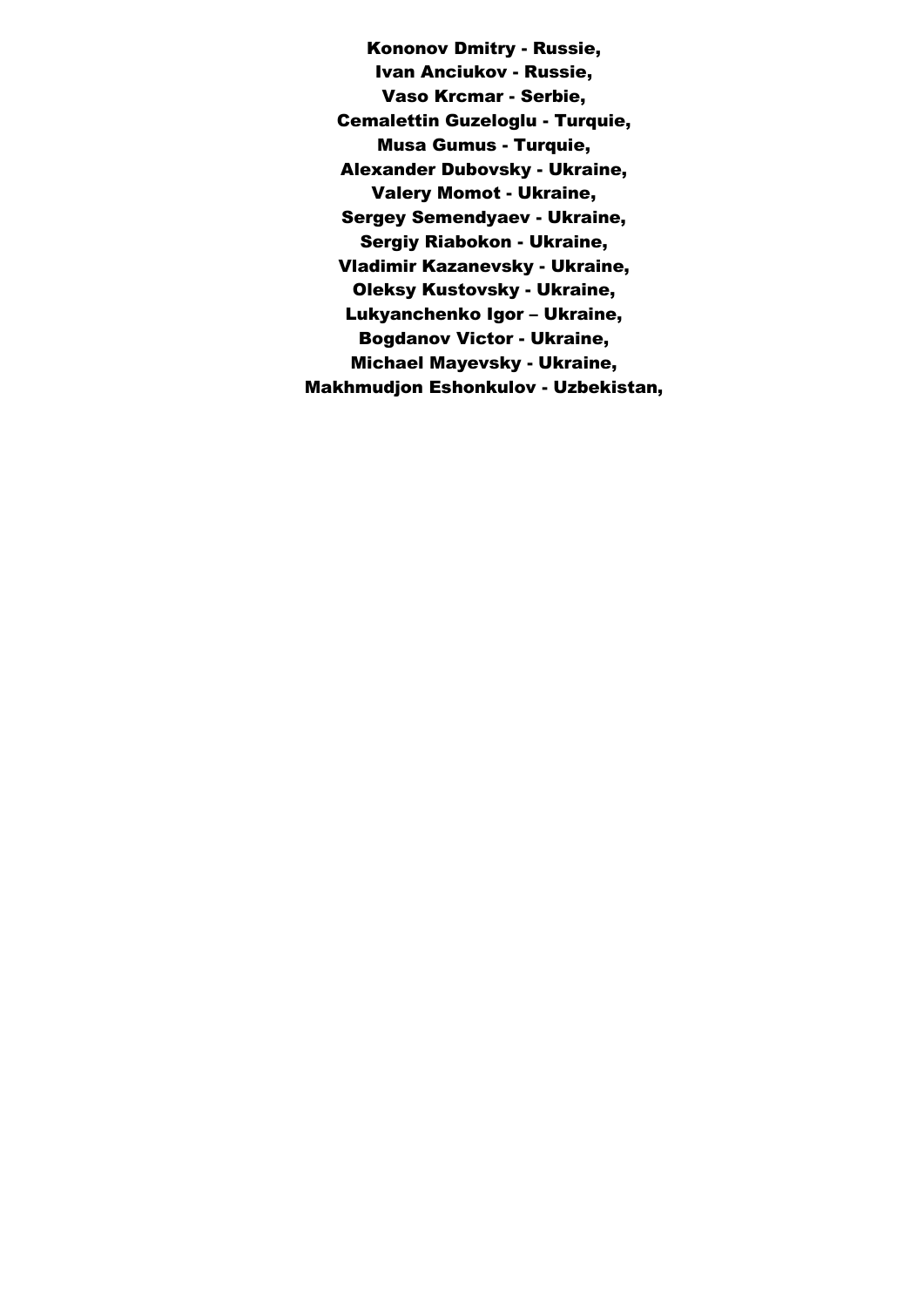**Kononov Dmitry - Russie,**
**Ivan Anciukov - Russie,**
**Vaso Krcmar - Serbie,**
**Cemalettin Guzeloglu - Turquie,**
**Musa Gumus - Turquie,**
**Alexander Dubovsky - Ukraine,**
**Valery Momot - Ukraine,**
**Sergey Semendyaev - Ukraine,**
**Sergiy Riabokon - Ukraine,**
**Vladimir Kazanevsky - Ukraine,**
**Oleksy Kustovsky - Ukraine,**
**Lukyanchenko Igor – Ukraine,**
**Bogdanov Victor - Ukraine,**
**Michael Mayevsky - Ukraine,**
**Makhmudjon Eshonkulov - Uzbekistan,**